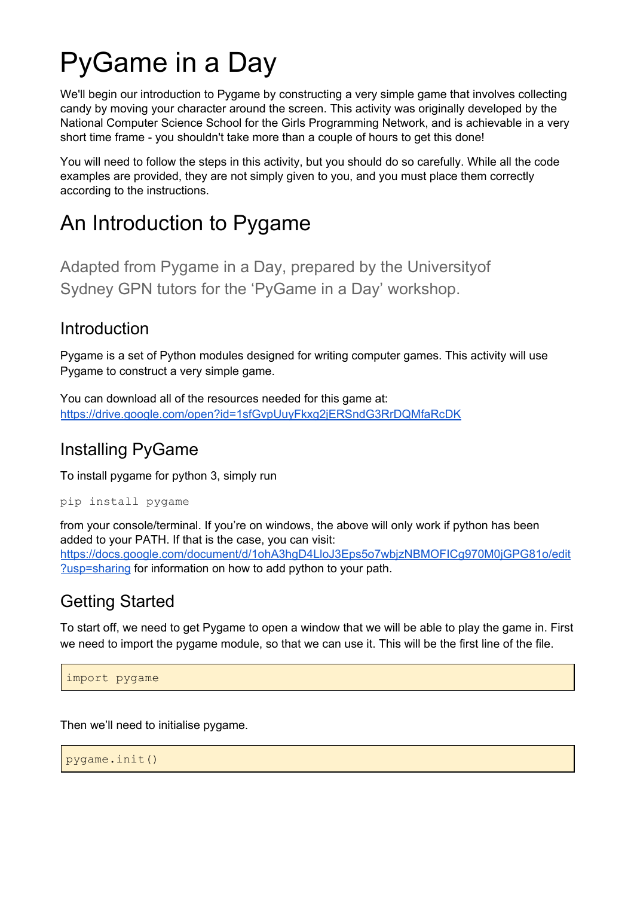# PyGame in a Day

We'll begin our introduction to Pygame by constructing a very simple game that involves collecting candy by moving your character around the screen. This activity was originally developed by the National Computer Science School for the Girls Programming Network, and is achievable in a very short time frame - you shouldn't take more than a couple of hours to get this done!

You will need to follow the steps in this activity, but you should do so carefully. While all the code examples are provided, they are not simply given to you, and you must place them correctly according to the instructions.

# An Introduction to Pygame

Adapted from Pygame in a Day, prepared by the Universityof Sydney GPN tutors for the 'PyGame in a Day' workshop.

## Introduction

Pygame is a set of Python modules designed for writing computer games. This activity will use Pygame to construct a very simple game.

You can download all of the resources needed for this game at:
[https://drive.google.com/open?id=1sfGvpUuyFkxg2jERSndG3RrDQMfaRcDK](https://drive.google.com/open?id=1sfGvpUuyFkxg2jERSndG3RrDQMfaRcDK)

## Installing PyGame

To install pygame for python 3, simply run

```
pip install pygame
```

from your console/terminal. If you're on windows, the above will only work if python has been added to your PATH. If that is the case, you can visit:
[https://docs.google.com/document/d/1ohA3hgD4LloJ3Eps5o7wbjzNBMOFICg970M0jGPG81o/edit?usp=sharing](https://docs.google.com/document/d/1ohA3hgD4LloJ3Eps5o7wbjzNBMOFICg970M0jGPG81o/edit?usp=sharing) for information on how to add python to your path.

## Getting Started

To start off, we need to get Pygame to open a window that we will be able to play the game in. First we need to import the pygame module, so that we can use it. This will be the first line of the file.

```
import pygame
```

Then we'll need to initialise pygame.

```
pygame.init()
```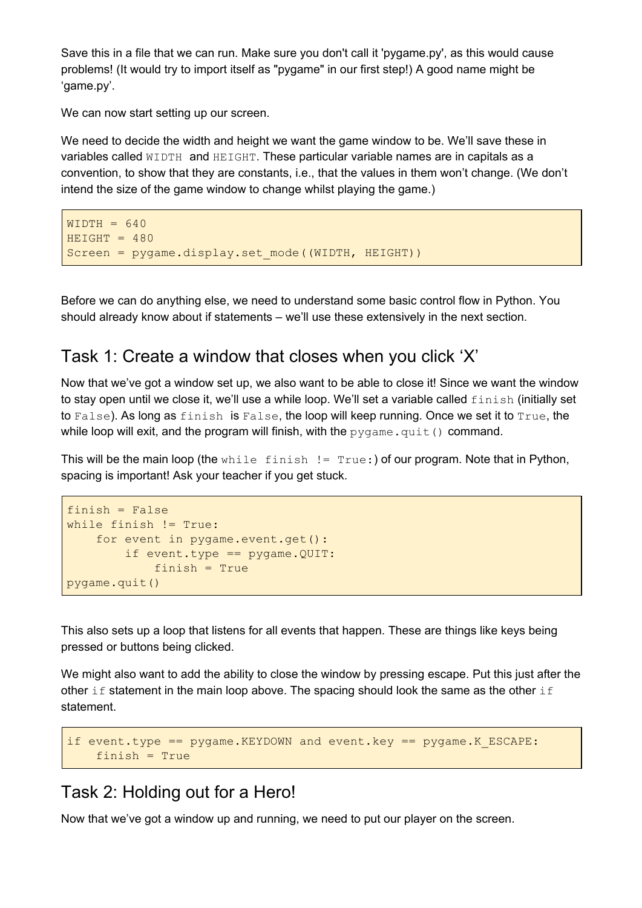Save this in a file that we can run. Make sure you don't call it 'pygame.py', as this would cause problems! (It would try to import itself as "pygame" in our first step!) A good name might be 'game.py'.

We can now start setting up our screen.

We need to decide the width and height we want the game window to be. We'll save these in variables called `WIDTH` and `HEIGHT`. These particular variable names are in capitals as a convention, to show that they are constants, i.e., that the values in them won't change. (We don't intend the size of the game window to change whilst playing the game.)

```
WIDTH = 640
HEIGHT = 480
Screen = pygame.display.set_mode((WIDTH, HEIGHT))
```

Before we can do anything else, we need to understand some basic control flow in Python. You should already know about if statements – we'll use these extensively in the next section.

## Task 1: Create a window that closes when you click 'X'

Now that we've got a window set up, we also want to be able to close it! Since we want the window to stay open until we close it, we'll use a while loop. We'll set a variable called `finish` (initially set to `False`). As long as `finish` is `False`, the loop will keep running. Once we set it to `True`, the while loop will exit, and the program will finish, with the `pygame.quit()` command.

This will be the main loop (the `while finish != True:`) of our program. Note that in Python, spacing is important! Ask your teacher if you get stuck.

```
finish = False
while finish != True:
    for event in pygame.event.get():
        if event.type == pygame.QUIT:
            finish = True
pygame.quit()
```

This also sets up a loop that listens for all events that happen. These are things like keys being pressed or buttons being clicked.

We might also want to add the ability to close the window by pressing escape. Put this just after the other `if` statement in the main loop above. The spacing should look the same as the other `if` statement.

```
if event.type == pygame.KEYDOWN and event.key == pygame.K_ESCAPE:
    finish = True
```

## Task 2: Holding out for a Hero!

Now that we've got a window up and running, we need to put our player on the screen.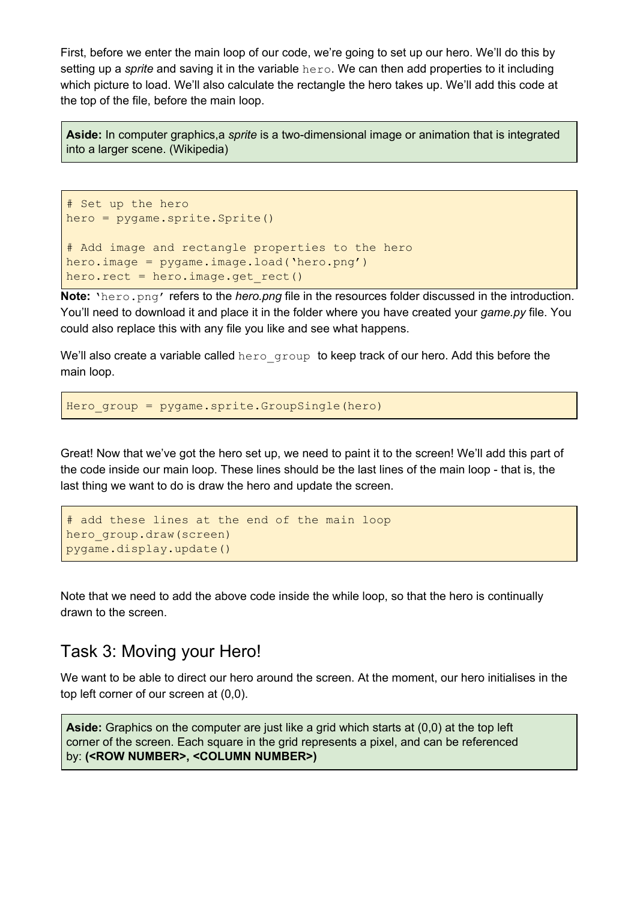First, before we enter the main loop of our code, we're going to set up our hero. We'll do this by setting up a *sprite* and saving it in the variable `hero`. We can then add properties to it including which picture to load. We'll also calculate the rectangle the hero takes up. We'll add this code at the top of the file, before the main loop.

> **Aside:** In computer graphics,a *sprite* is a two-dimensional image or animation that is integrated into a larger scene. (Wikipedia)

```
# Set up the hero
hero = pygame.sprite.Sprite()

# Add image and rectangle properties to the hero
hero.image = pygame.image.load('hero.png')
hero.rect = hero.image.get_rect()
```

**Note:** `'hero.png'` refers to the *hero.png* file in the resources folder discussed in the introduction. You'll need to download it and place it in the folder where you have created your *game.py* file. You could also replace this with any file you like and see what happens.

We'll also create a variable called `hero_group` to keep track of our hero. Add this before the main loop.

```
Hero_group = pygame.sprite.GroupSingle(hero)
```

Great! Now that we've got the hero set up, we need to paint it to the screen! We'll add this part of the code inside our main loop. These lines should be the last lines of the main loop - that is, the last thing we want to do is draw the hero and update the screen.

```
# add these lines at the end of the main loop
hero_group.draw(screen)
pygame.display.update()
```

Note that we need to add the above code inside the while loop, so that the hero is continually drawn to the screen.

## Task 3: Moving your Hero!

We want to be able to direct our hero around the screen. At the moment, our hero initialises in the top left corner of our screen at (0,0).

> **Aside:** Graphics on the computer are just like a grid which starts at (0,0) at the top left corner of the screen. Each square in the grid represents a pixel, and can be referenced by: **(<ROW NUMBER>, <COLUMN NUMBER>)**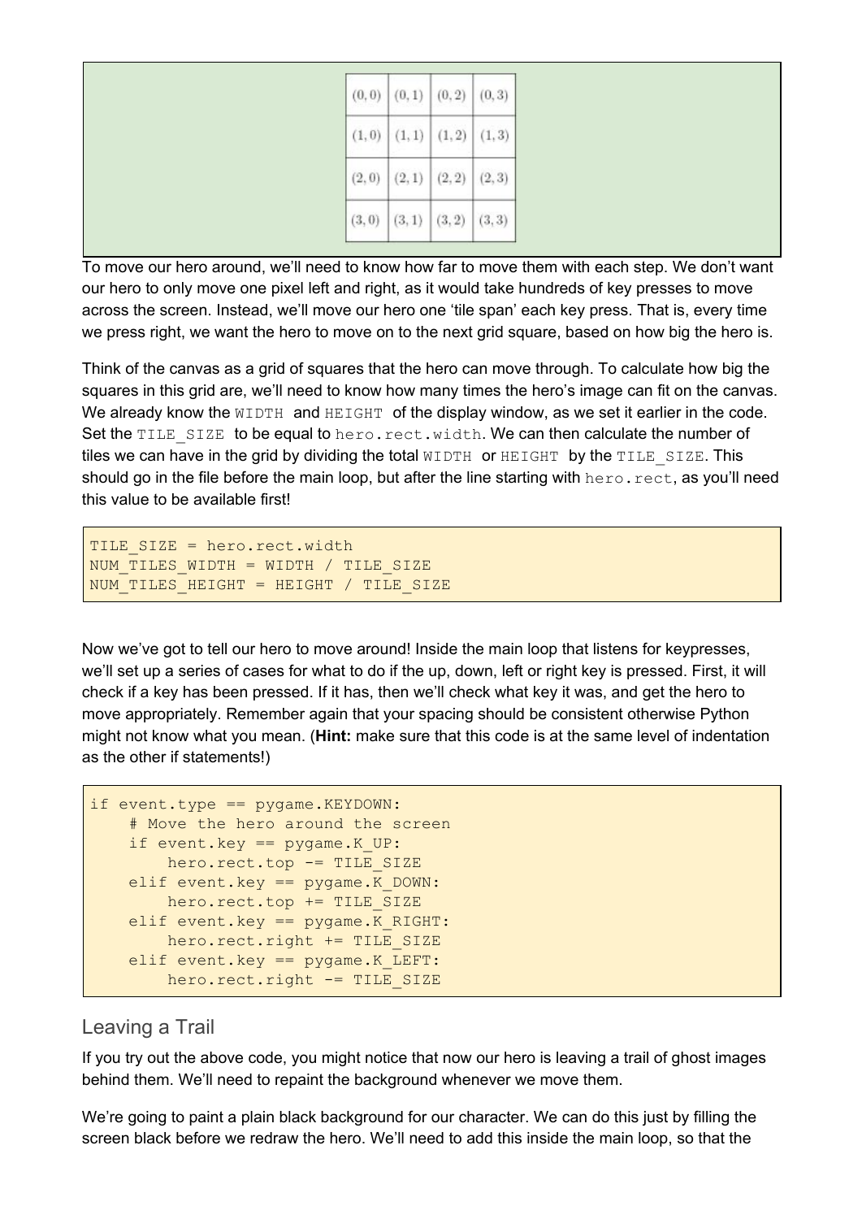| (0, 0) | (0, 1) | (0, 2) | (0, 3) |
| --- | --- | --- | --- |
| (1, 0) | (1, 1) | (1, 2) | (1, 3) |
| (2, 0) | (2, 1) | (2, 2) | (2, 3) |
| (3, 0) | (3, 1) | (3, 2) | (3, 3) |

To move our hero around, we'll need to know how far to move them with each step. We don't want our hero to only move one pixel left and right, as it would take hundreds of key presses to move across the screen. Instead, we'll move our hero one 'tile span' each key press. That is, every time we press right, we want the hero to move on to the next grid square, based on how big the hero is.

Think of the canvas as a grid of squares that the hero can move through. To calculate how big the squares in this grid are, we'll need to know how many times the hero's image can fit on the canvas. We already know the `WIDTH` and `HEIGHT` of the display window, as we set it earlier in the code. Set the `TILE_SIZE` to be equal to `hero.rect.width`. We can then calculate the number of tiles we can have in the grid by dividing the total `WIDTH` or `HEIGHT` by the `TILE_SIZE`. This should go in the file before the main loop, but after the line starting with `hero.rect`, as you'll need this value to be available first!

```
TILE_SIZE = hero.rect.width
NUM_TILES_WIDTH = WIDTH / TILE_SIZE
NUM_TILES_HEIGHT = HEIGHT / TILE_SIZE
```

Now we've got to tell our hero to move around! Inside the main loop that listens for keypresses, we'll set up a series of cases for what to do if the up, down, left or right key is pressed. First, it will check if a key has been pressed. If it has, then we'll check what key it was, and get the hero to move appropriately. Remember again that your spacing should be consistent otherwise Python might not know what you mean. (**Hint:** make sure that this code is at the same level of indentation as the other if statements!)

```
if event.type == pygame.KEYDOWN:
    # Move the hero around the screen
    if event.key == pygame.K_UP:
        hero.rect.top -= TILE_SIZE
    elif event.key == pygame.K_DOWN:
        hero.rect.top += TILE_SIZE
    elif event.key == pygame.K_RIGHT:
        hero.rect.right += TILE_SIZE
    elif event.key == pygame.K_LEFT:
        hero.rect.right -= TILE_SIZE
```

## Leaving a Trail

If you try out the above code, you might notice that now our hero is leaving a trail of ghost images behind them. We'll need to repaint the background whenever we move them.

We're going to paint a plain black background for our character. We can do this just by filling the screen black before we redraw the hero. We'll need to add this inside the main loop, so that the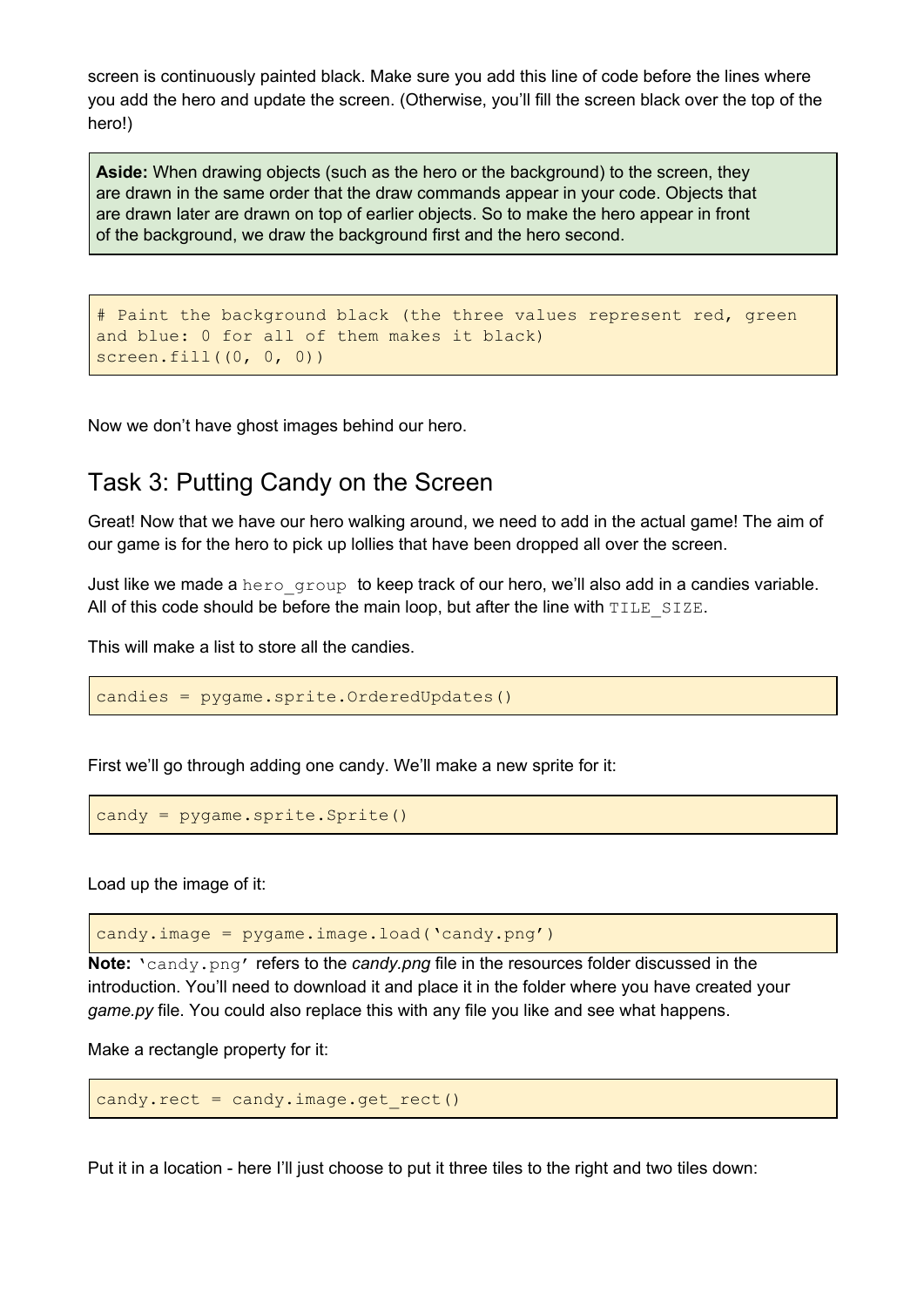screen is continuously painted black. Make sure you add this line of code before the lines where you add the hero and update the screen. (Otherwise, you'll fill the screen black over the top of the hero!)

**Aside:** When drawing objects (such as the hero or the background) to the screen, they are drawn in the same order that the draw commands appear in your code. Objects that are drawn later are drawn on top of earlier objects. So to make the hero appear in front of the background, we draw the background first and the hero second.

```
# Paint the background black (the three values represent red, green
and blue: 0 for all of them makes it black)
screen.fill((0, 0, 0))
```

Now we don't have ghost images behind our hero.

## Task 3: Putting Candy on the Screen

Great! Now that we have our hero walking around, we need to add in the actual game! The aim of our game is for the hero to pick up lollies that have been dropped all over the screen.

Just like we made a `hero_group` to keep track of our hero, we'll also add in a candies variable. All of this code should be before the main loop, but after the line with `TILE_SIZE`.

This will make a list to store all the candies.

```
candies = pygame.sprite.OrderedUpdates()
```

First we'll go through adding one candy. We'll make a new sprite for it:

```
candy = pygame.sprite.Sprite()
```

Load up the image of it:

```
candy.image = pygame.image.load('candy.png')
```

**Note:** `'candy.png'` refers to the *candy.png* file in the resources folder discussed in the introduction. You'll need to download it and place it in the folder where you have created your *game.py* file. You could also replace this with any file you like and see what happens.

Make a rectangle property for it:

```
candy.rect = candy.image.get_rect()
```

Put it in a location - here I'll just choose to put it three tiles to the right and two tiles down: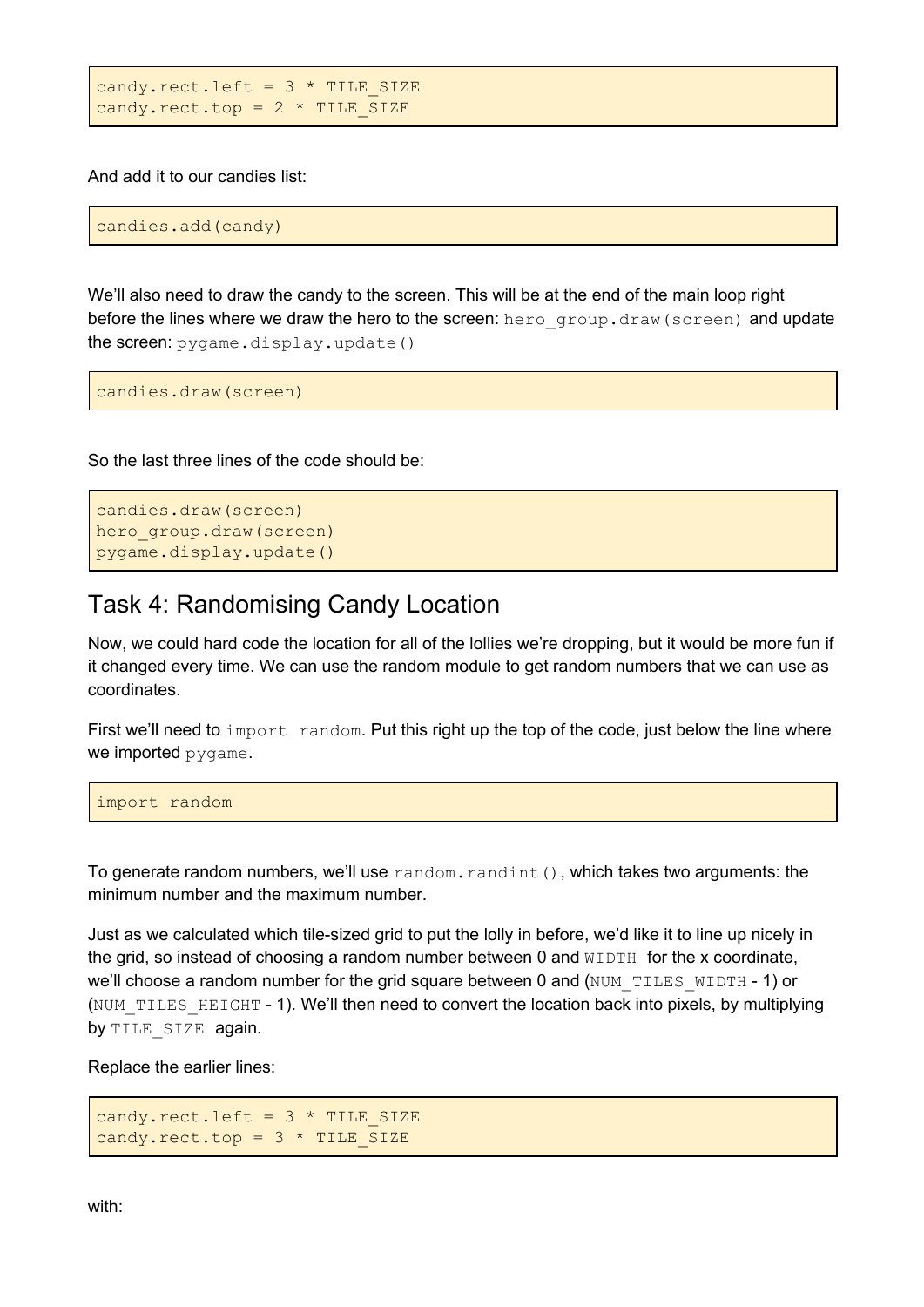```
candy.rect.left = 3 * TILE_SIZE
candy.rect.top = 2 * TILE_SIZE
```

And add it to our candies list:

```
candies.add(candy)
```

We'll also need to draw the candy to the screen. This will be at the end of the main loop right before the lines where we draw the hero to the screen: `hero_group.draw(screen)` and update the screen: `pygame.display.update()`

```
candies.draw(screen)
```

So the last three lines of the code should be:

```
candies.draw(screen)
hero_group.draw(screen)
pygame.display.update()
```

## Task 4: Randomising Candy Location

Now, we could hard code the location for all of the lollies we're dropping, but it would be more fun if it changed every time. We can use the random module to get random numbers that we can use as coordinates.

First we'll need to `import random`. Put this right up the top of the code, just below the line where we imported `pygame`.

```
import random
```

To generate random numbers, we'll use `random.randint()`, which takes two arguments: the minimum number and the maximum number.

Just as we calculated which tile-sized grid to put the lolly in before, we'd like it to line up nicely in the grid, so instead of choosing a random number between 0 and `WIDTH` for the x coordinate, we'll choose a random number for the grid square between 0 and (`NUM_TILES_WIDTH` - 1) or (`NUM_TILES_HEIGHT` - 1). We'll then need to convert the location back into pixels, by multiplying by `TILE_SIZE` again.

Replace the earlier lines:

```
candy.rect.left = 3 * TILE_SIZE
candy.rect.top = 3 * TILE_SIZE
```

with: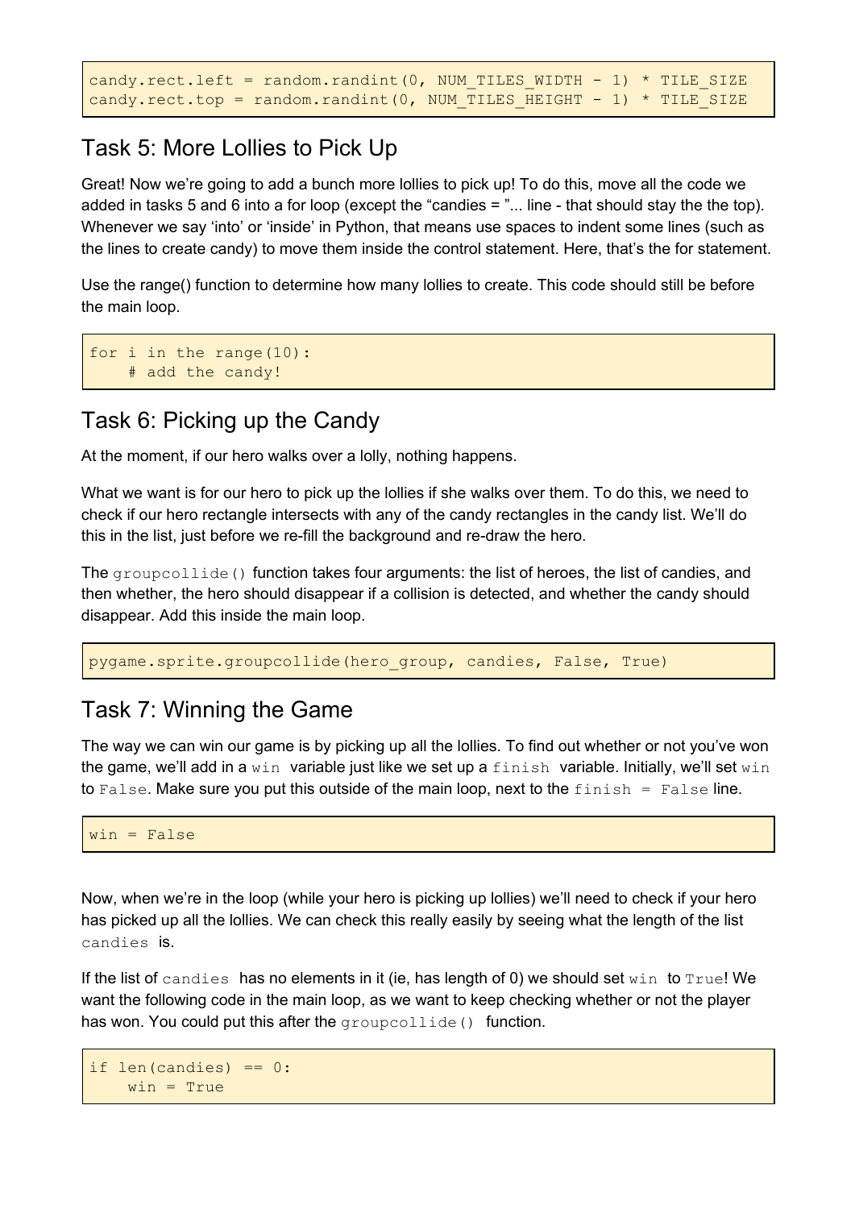```
candy.rect.left = random.randint(0, NUM_TILES_WIDTH - 1) * TILE_SIZE
candy.rect.top = random.randint(0, NUM_TILES_HEIGHT - 1) * TILE_SIZE
```

## Task 5: More Lollies to Pick Up

Great! Now we're going to add a bunch more lollies to pick up! To do this, move all the code we added in tasks 5 and 6 into a for loop (except the "candies = "... line - that should stay the the top). Whenever we say 'into' or 'inside' in Python, that means use spaces to indent some lines (such as the lines to create candy) to move them inside the control statement. Here, that's the for statement.

Use the range() function to determine how many lollies to create. This code should still be before the main loop.

```
for i in the range(10):
    # add the candy!
```

## Task 6: Picking up the Candy

At the moment, if our hero walks over a lolly, nothing happens.

What we want is for our hero to pick up the lollies if she walks over them. To do this, we need to check if our hero rectangle intersects with any of the candy rectangles in the candy list. We'll do this in the list, just before we re-fill the background and re-draw the hero.

The `groupcollide()` function takes four arguments: the list of heroes, the list of candies, and then whether, the hero should disappear if a collision is detected, and whether the candy should disappear. Add this inside the main loop.

```
pygame.sprite.groupcollide(hero_group, candies, False, True)
```

## Task 7: Winning the Game

The way we can win our game is by picking up all the lollies. To find out whether or not you've won the game, we'll add in a `win` variable just like we set up a `finish` variable. Initially, we'll set `win` to `False`. Make sure you put this outside of the main loop, next to the `finish = False` line.

```
win = False
```

Now, when we're in the loop (while your hero is picking up lollies) we'll need to check if your hero has picked up all the lollies. We can check this really easily by seeing what the length of the list `candies` is.

If the list of `candies` has no elements in it (ie, has length of 0) we should set `win` to `True`! We want the following code in the main loop, as we want to keep checking whether or not the player has won. You could put this after the `groupcollide()` function.

```
if len(candies) == 0:
    win = True
```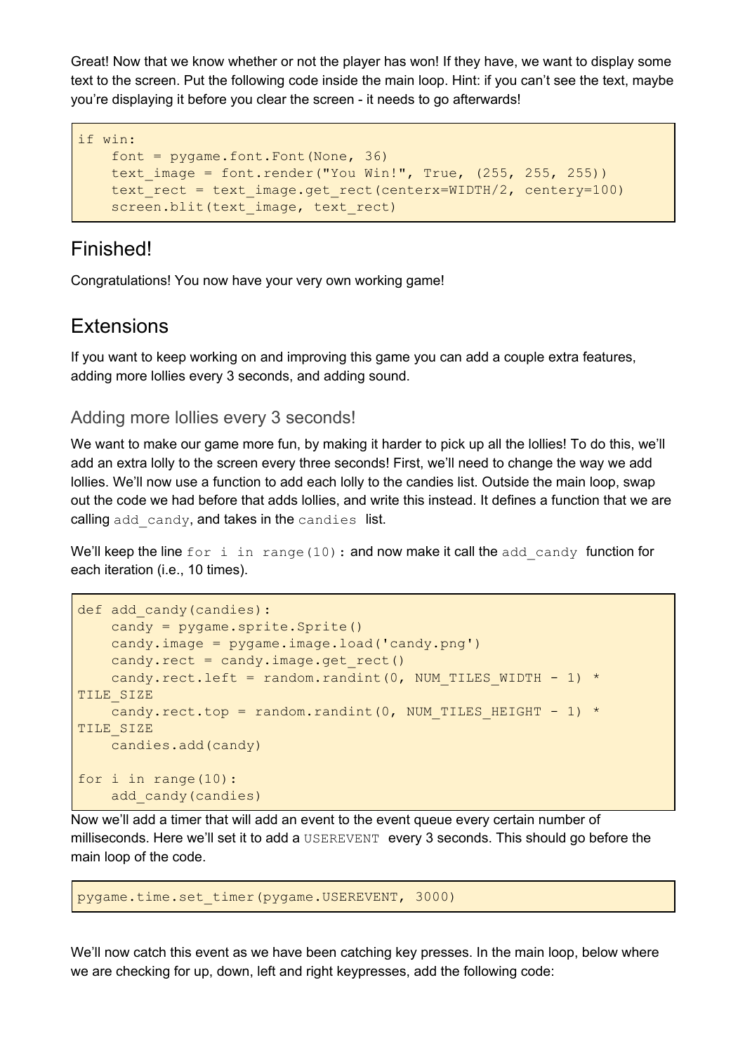Great! Now that we know whether or not the player has won! If they have, we want to display some text to the screen. Put the following code inside the main loop. Hint: if you can't see the text, maybe you're displaying it before you clear the screen - it needs to go afterwards!

```
if win:
    font = pygame.font.Font(None, 36)
    text_image = font.render("You Win!", True, (255, 255, 255))
    text_rect = text_image.get_rect(centerx=WIDTH/2, centery=100)
    screen.blit(text_image, text_rect)
```

## Finished!

Congratulations! You now have your very own working game!

## Extensions

If you want to keep working on and improving this game you can add a couple extra features, adding more lollies every 3 seconds, and adding sound.

### Adding more lollies every 3 seconds!

We want to make our game more fun, by making it harder to pick up all the lollies! To do this, we'll add an extra lolly to the screen every three seconds! First, we'll need to change the way we add lollies. We'll now use a function to add each lolly to the candies list. Outside the main loop, swap out the code we had before that adds lollies, and write this instead. It defines a function that we are calling `add_candy`, and takes in the `candies` list.

We'll keep the line `for i in range(10):` and now make it call the `add_candy` function for each iteration (i.e., 10 times).

```
def add_candy(candies):
    candy = pygame.sprite.Sprite()
    candy.image = pygame.image.load('candy.png')
    candy.rect = candy.image.get_rect()
    candy.rect.left = random.randint(0, NUM_TILES_WIDTH - 1) *
TILE_SIZE
    candy.rect.top = random.randint(0, NUM_TILES_HEIGHT - 1) *
TILE_SIZE
    candies.add(candy)

for i in range(10):
    add_candy(candies)
```

Now we'll add a timer that will add an event to the event queue every certain number of milliseconds. Here we'll set it to add a `USEREVENT` every 3 seconds. This should go before the main loop of the code.

```
pygame.time.set_timer(pygame.USEREVENT, 3000)
```

We'll now catch this event as we have been catching key presses. In the main loop, below where we are checking for up, down, left and right keypresses, add the following code: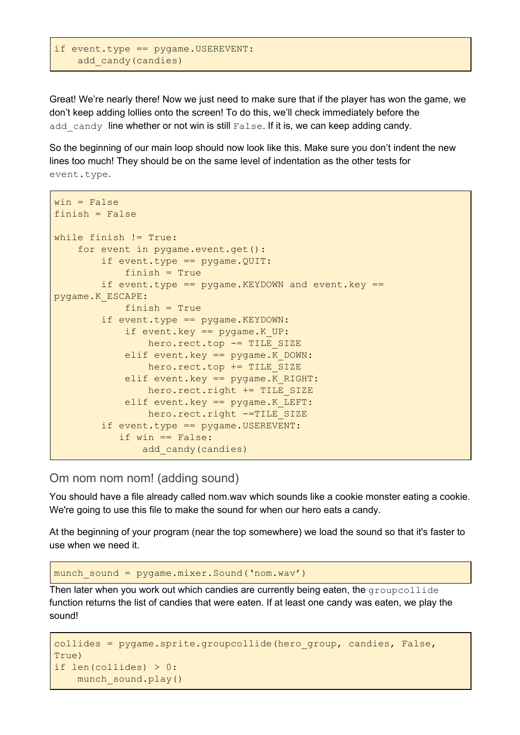```
if event.type == pygame.USEREVENT:
    add_candy(candies)
```

Great! We're nearly there! Now we just need to make sure that if the player has won the game, we don't keep adding lollies onto the screen! To do this, we'll check immediately before the `add_candy` line whether or not win is still `False`. If it is, we can keep adding candy.

So the beginning of our main loop should now look like this. Make sure you don't indent the new lines too much! They should be on the same level of indentation as the other tests for `event.type`.

```
win = False
finish = False

while finish != True:
    for event in pygame.event.get():
        if event.type == pygame.QUIT:
            finish = True
        if event.type == pygame.KEYDOWN and event.key ==
pygame.K_ESCAPE:
            finish = True
        if event.type == pygame.KEYDOWN:
            if event.key == pygame.K_UP:
                hero.rect.top -= TILE_SIZE
            elif event.key == pygame.K_DOWN:
                hero.rect.top += TILE_SIZE
            elif event.key == pygame.K_RIGHT:
                hero.rect.right += TILE_SIZE
            elif event.key == pygame.K_LEFT:
                hero.rect.right -=TILE_SIZE
        if event.type == pygame.USEREVENT:
           if win == False:
               add_candy(candies)
```

## Om nom nom nom! (adding sound)

You should have a file already called nom.wav which sounds like a cookie monster eating a cookie. We're going to use this file to make the sound for when our hero eats a candy.

At the beginning of your program (near the top somewhere) we load the sound so that it's faster to use when we need it.

```
munch_sound = pygame.mixer.Sound('nom.wav')
```

Then later when you work out which candies are currently being eaten, the `groupcollide` function returns the list of candies that were eaten. If at least one candy was eaten, we play the sound!

```
collides = pygame.sprite.groupcollide(hero_group, candies, False,
True)
if len(collides) > 0:
    munch_sound.play()
```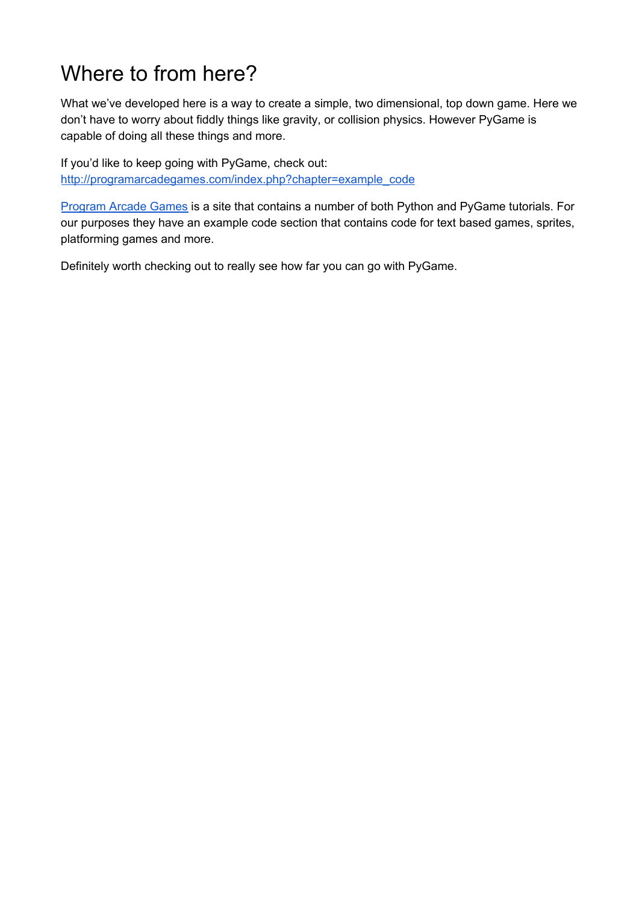# Where to from here?

What we've developed here is a way to create a simple, two dimensional, top down game. Here we don't have to worry about fiddly things like gravity, or collision physics. However PyGame is capable of doing all these things and more.

If you'd like to keep going with PyGame, check out:
[http://programarcadegames.com/index.php?chapter=example_code](http://programarcadegames.com/index.php?chapter=example_code)

[Program Arcade Games](http://programarcadegames.com) is a site that contains a number of both Python and PyGame tutorials. For our purposes they have an example code section that contains code for text based games, sprites, platforming games and more.

Definitely worth checking out to really see how far you can go with PyGame.